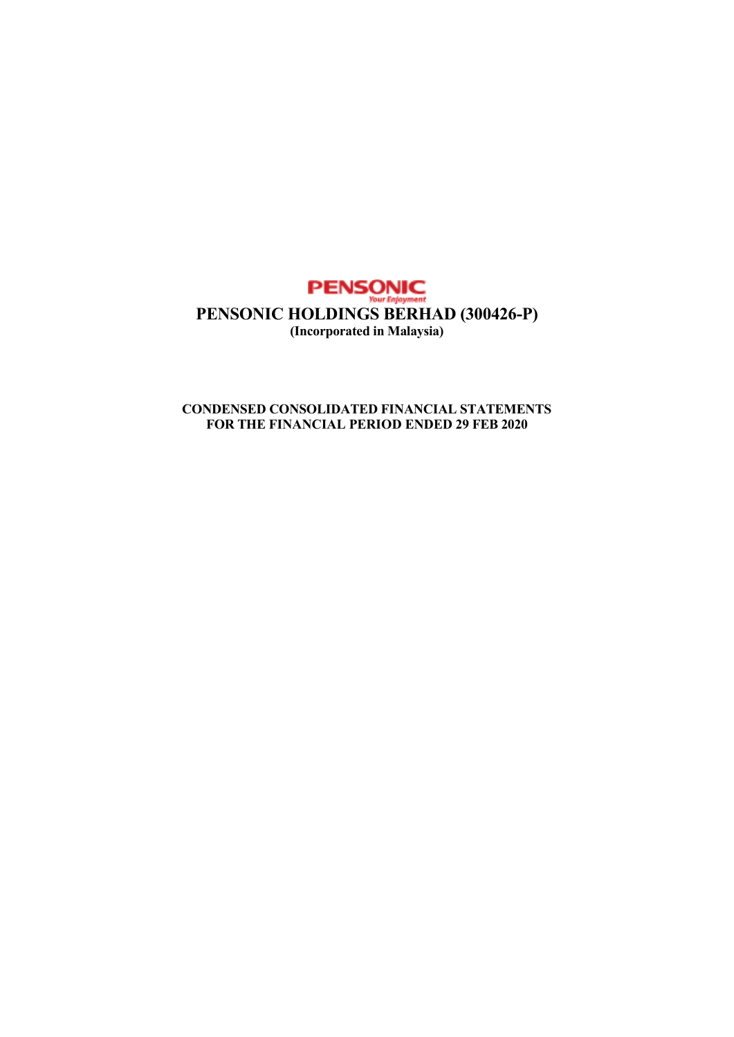PENSONIC
*Your Enjoyment*

# PENSONIC HOLDINGS BERHAD (300426-P)

**(Incorporated in Malaysia)**

**CONDENSED CONSOLIDATED FINANCIAL STATEMENTS**
**FOR THE FINANCIAL PERIOD ENDED 29 FEB 2020**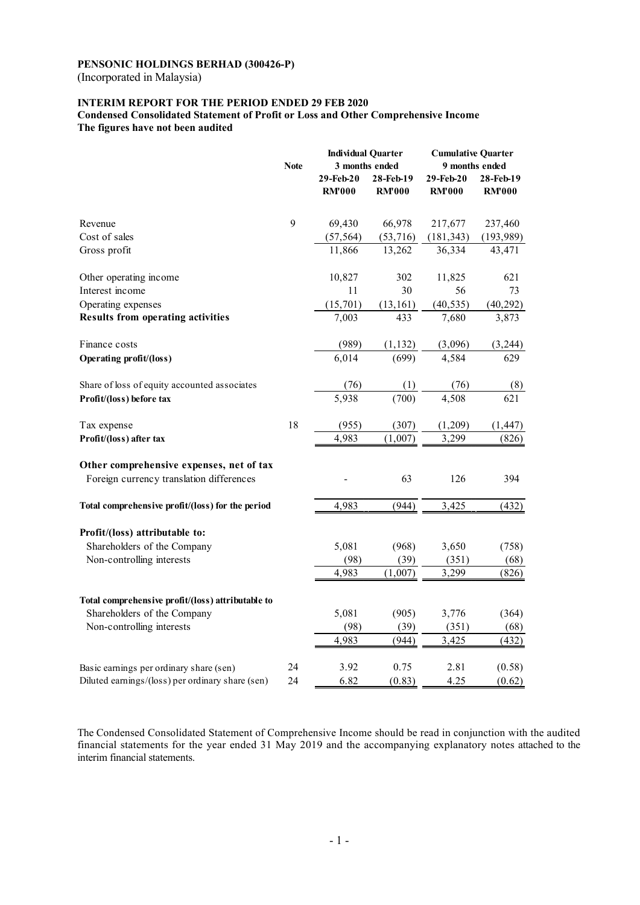**PENSONIC HOLDINGS BERHAD (300426-P)**
(Incorporated in Malaysia)

**INTERIM REPORT FOR THE PERIOD ENDED 29 FEB 2020**
**Condensed Consolidated Statement of Profit or Loss and Other Comprehensive Income**
**The figures have not been audited**

| | Note | Individual Quarter 3 months ended | | Cumulative Quarter 9 months ended | |
|---|---|---|---|---|---|
| | | 29-Feb-20 RM'000 | 28-Feb-19 RM'000 | 29-Feb-20 RM'000 | 28-Feb-19 RM'000 |
| Revenue | 9 | 69,430 | 66,978 | 217,677 | 237,460 |
| Cost of sales | | (57,564) | (53,716) | (181,343) | (193,989) |
| Gross profit | | 11,866 | 13,262 | 36,334 | 43,471 |
| | | | | | |
| Other operating income | | 10,827 | 302 | 11,825 | 621 |
| Interest income | | 11 | 30 | 56 | 73 |
| Operating expenses | | (15,701) | (13,161) | (40,535) | (40,292) |
| **Results from operating activities** | | 7,003 | 433 | 7,680 | 3,873 |
| | | | | | |
| Finance costs | | (989) | (1,132) | (3,096) | (3,244) |
| **Operating profit/(loss)** | | 6,014 | (699) | 4,584 | 629 |
| | | | | | |
| Share of loss of equity accounted associates | | (76) | (1) | (76) | (8) |
| **Profit/(loss) before tax** | | 5,938 | (700) | 4,508 | 621 |
| | | | | | |
| Tax expense | 18 | (955) | (307) | (1,209) | (1,447) |
| **Profit/(loss) after tax** | | 4,983 | (1,007) | 3,299 | (826) |
| | | | | | |
| **Other comprehensive expenses, net of tax** | | | | | |
| Foreign currency translation differences | | - | 63 | 126 | 394 |
| | | | | | |
| **Total comprehensive profit/(loss) for the period** | | 4,983 | (944) | 3,425 | (432) |
| | | | | | |
| **Profit/(loss) attributable to:** | | | | | |
| Shareholders of the Company | | 5,081 | (968) | 3,650 | (758) |
| Non-controlling interests | | (98) | (39) | (351) | (68) |
| | | 4,983 | (1,007) | 3,299 | (826) |
| | | | | | |
| **Total comprehensive profit/(loss) attributable to** | | | | | |
| Shareholders of the Company | | 5,081 | (905) | 3,776 | (364) |
| Non-controlling interests | | (98) | (39) | (351) | (68) |
| | | 4,983 | (944) | 3,425 | (432) |
| | | | | | |
| Basic earnings per ordinary share (sen) | 24 | 3.92 | 0.75 | 2.81 | (0.58) |
| Diluted earnings/(loss) per ordinary share (sen) | 24 | 6.82 | (0.83) | 4.25 | (0.62) |

The Condensed Consolidated Statement of Comprehensive Income should be read in conjunction with the audited financial statements for the year ended 31 May 2019 and the accompanying explanatory notes attached to the interim financial statements.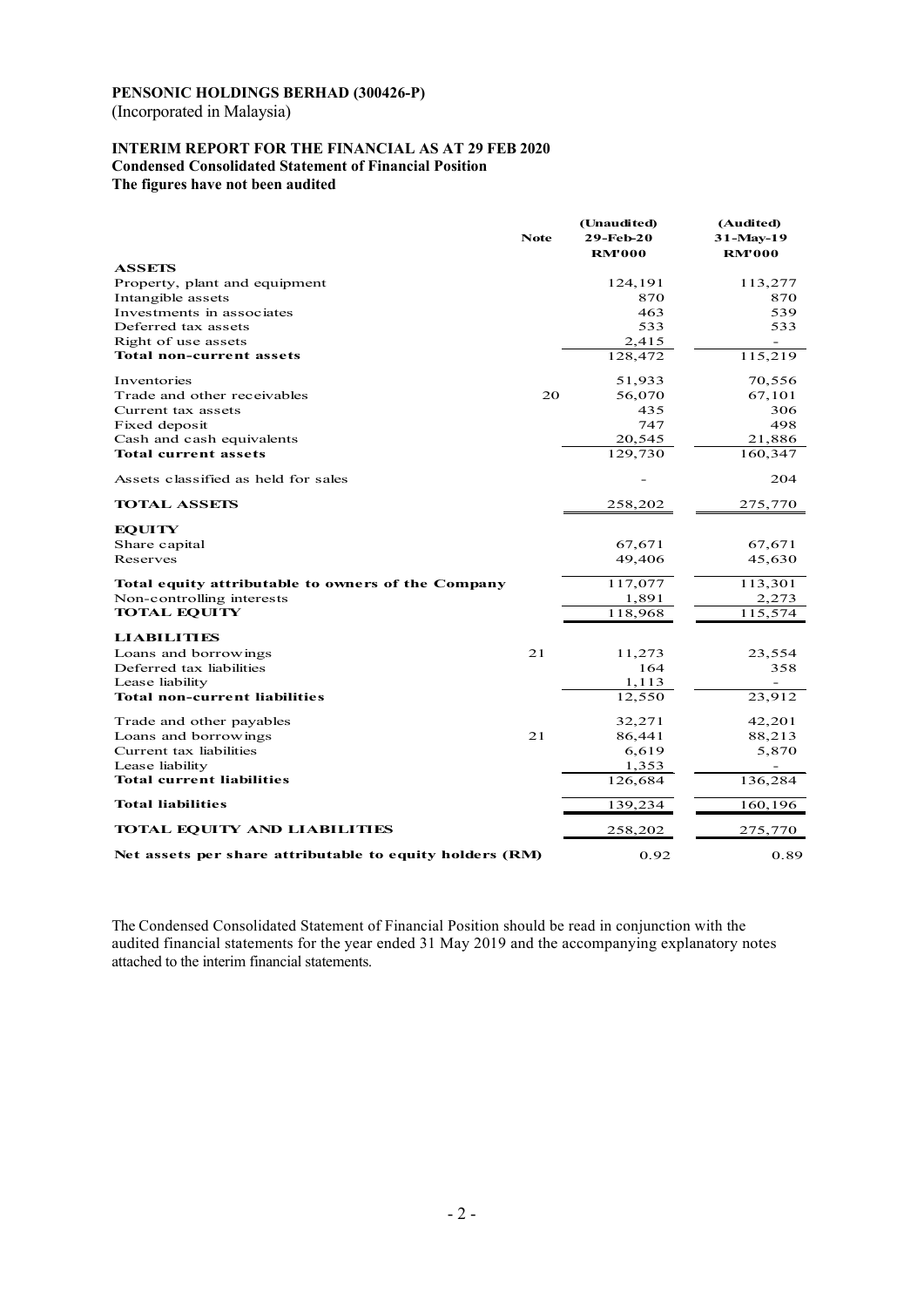**PENSONIC HOLDINGS BERHAD (300426-P)**
(Incorporated in Malaysia)

**INTERIM REPORT FOR THE FINANCIAL AS AT 29 FEB 2020**
**Condensed Consolidated Statement of Financial Position**
**The figures have not been audited**

| | Note | (Unaudited) 29-Feb-20 RM'000 | (Audited) 31-May-19 RM'000 |
|---|---|---|---|
| **ASSETS** | | | |
| Property, plant and equipment | | 124,191 | 113,277 |
| Intangible assets | | 870 | 870 |
| Investments in associates | | 463 | 539 |
| Deferred tax assets | | 533 | 533 |
| Right of use assets | | 2,415 | - |
| **Total non-current assets** | | 128,472 | 115,219 |
| Inventories | | 51,933 | 70,556 |
| Trade and other receivables | 20 | 56,070 | 67,101 |
| Current tax assets | | 435 | 306 |
| Fixed deposit | | 747 | 498 |
| Cash and cash equivalents | | 20,545 | 21,886 |
| **Total current assets** | | 129,730 | 160,347 |
| Assets classified as held for sales | | - | 204 |
| **TOTAL ASSETS** | | 258,202 | 275,770 |
| **EQUITY** | | | |
| Share capital | | 67,671 | 67,671 |
| Reserves | | 49,406 | 45,630 |
| **Total equity attributable to owners of the Company** | | 117,077 | 113,301 |
| Non-controlling interests | | 1,891 | 2,273 |
| **TOTAL EQUITY** | | 118,968 | 115,574 |
| **LIABILITIES** | | | |
| Loans and borrowings | 21 | 11,273 | 23,554 |
| Deferred tax liabilities | | 164 | 358 |
| Lease liability | | 1,113 | - |
| **Total non-current liabilities** | | 12,550 | 23,912 |
| Trade and other payables | | 32,271 | 42,201 |
| Loans and borrowings | 21 | 86,441 | 88,213 |
| Current tax liabilities | | 6,619 | 5,870 |
| Lease liability | | 1,353 | - |
| **Total current liabilities** | | 126,684 | 136,284 |
| **Total liabilities** | | 139,234 | 160,196 |
| **TOTAL EQUITY AND LIABILITIES** | | 258,202 | 275,770 |
| **Net assets per share attributable to equity holders (RM)** | | 0.92 | 0.89 |

The Condensed Consolidated Statement of Financial Position should be read in conjunction with the audited financial statements for the year ended 31 May 2019 and the accompanying explanatory notes attached to the interim financial statements.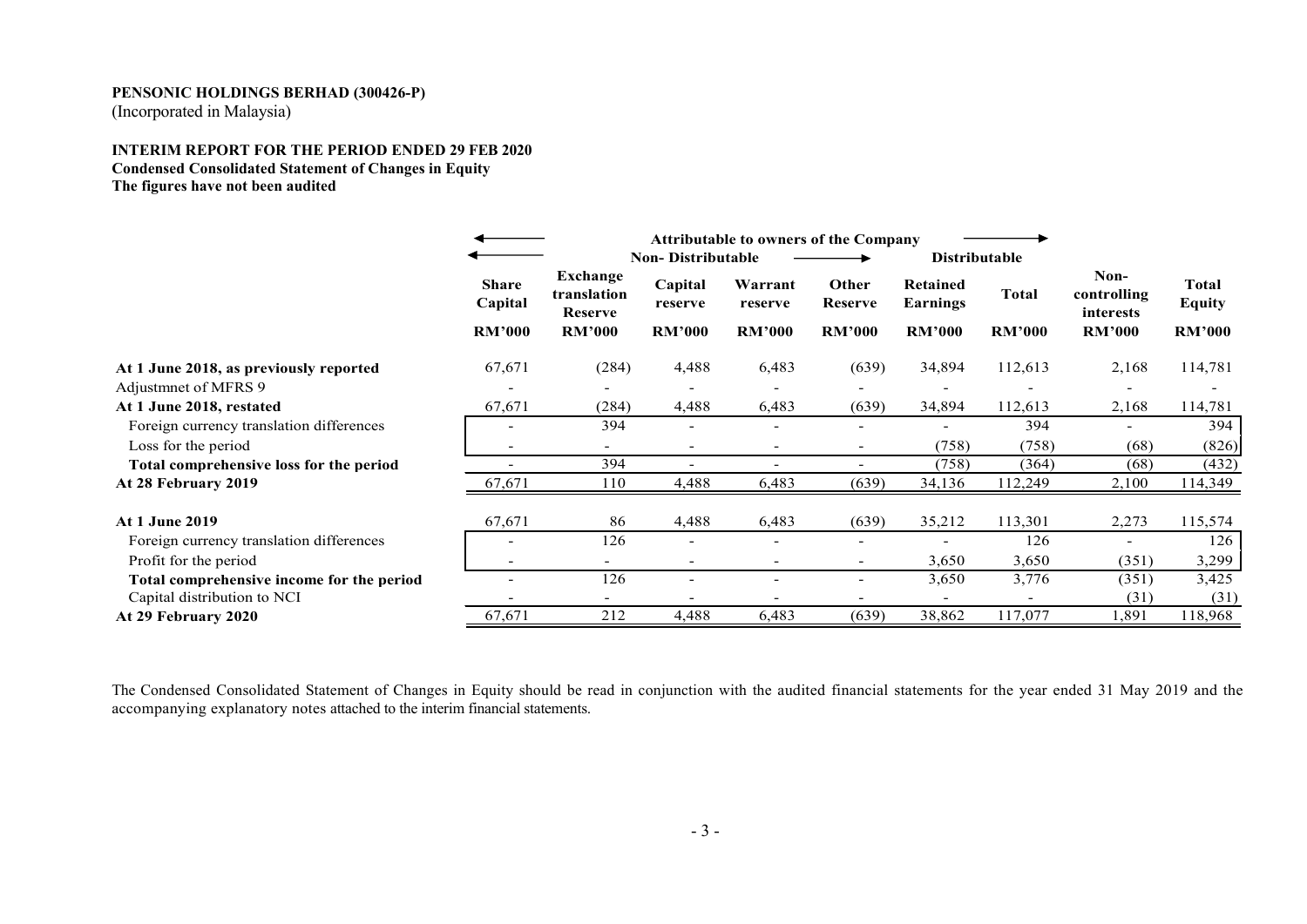**PENSONIC HOLDINGS BERHAD (300426-P)**
(Incorporated in Malaysia)

**INTERIM REPORT FOR THE PERIOD ENDED 29 FEB 2020**
**Condensed Consolidated Statement of Changes in Equity**
**The figures have not been audited**

| | Attributable to owners of the Company | | | | | | | | |
|---|---|---|---|---|---|---|---|---|---|
| | Non- Distributable | | | | | Distributable | | | |
| | Share Capital | Exchange translation Reserve | Capital reserve | Warrant reserve | Other Reserve | Retained Earnings | Total | Non-controlling interests | Total Equity |
| | RM'000 | RM'000 | RM'000 | RM'000 | RM'000 | RM'000 | RM'000 | RM'000 | RM'000 |
| **At 1 June 2018, as previously reported** | 67,671 | (284) | 4,488 | 6,483 | (639) | 34,894 | 112,613 | 2,168 | 114,781 |
| Adjustmnet of MFRS 9 | - | - | - | - | - | - | - | - | - |
| **At 1 June 2018, restated** | 67,671 | (284) | 4,488 | 6,483 | (639) | 34,894 | 112,613 | 2,168 | 114,781 |
| Foreign currency translation differences | - | 394 | - | - | - | - | 394 | - | 394 |
| Loss for the period | - | - | - | - | - | (758) | (758) | (68) | (826) |
| **Total comprehensive loss for the period** | - | 394 | - | - | - | (758) | (364) | (68) | (432) |
| **At 28 February 2019** | 67,671 | 110 | 4,488 | 6,483 | (639) | 34,136 | 112,249 | 2,100 | 114,349 |
| | | | | | | | | | |
| **At 1 June 2019** | 67,671 | 86 | 4,488 | 6,483 | (639) | 35,212 | 113,301 | 2,273 | 115,574 |
| Foreign currency translation differences | - | 126 | - | - | - | - | 126 | - | 126 |
| Profit for the period | - | - | - | - | - | 3,650 | 3,650 | (351) | 3,299 |
| **Total comprehensive income for the period** | - | 126 | - | - | - | 3,650 | 3,776 | (351) | 3,425 |
| Capital distribution to NCI | - | - | - | - | - | - | - | (31) | (31) |
| **At 29 February 2020** | 67,671 | 212 | 4,488 | 6,483 | (639) | 38,862 | 117,077 | 1,891 | 118,968 |

The Condensed Consolidated Statement of Changes in Equity should be read in conjunction with the audited financial statements for the year ended 31 May 2019 and the accompanying explanatory notes attached to the interim financial statements.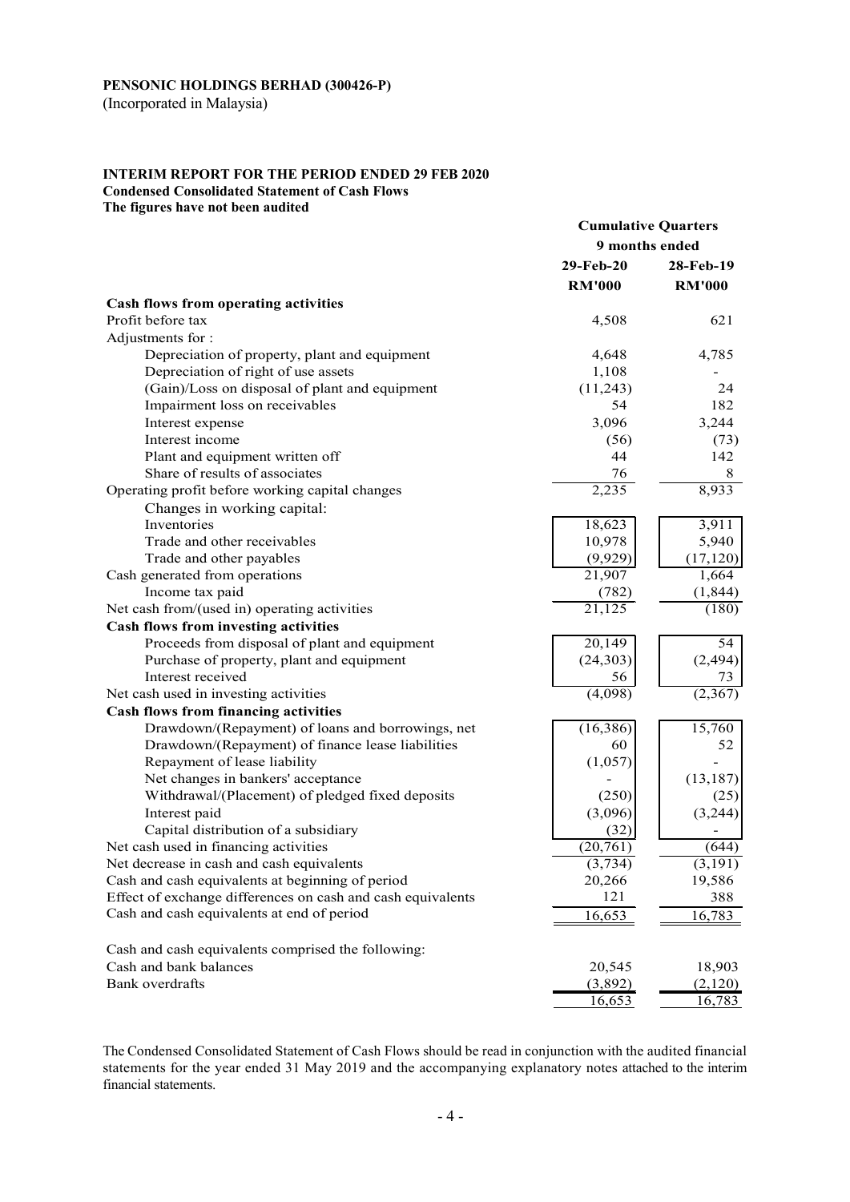**PENSONIC HOLDINGS BERHAD (300426-P)**
(Incorporated in Malaysia)

**INTERIM REPORT FOR THE PERIOD ENDED 29 FEB 2020**
**Condensed Consolidated Statement of Cash Flows**
**The figures have not been audited**

| | **Cumulative Quarters** | |
|---|---|---|
| | **9 months ended** | |
| | **29-Feb-20** | **28-Feb-19** |
| | **RM'000** | **RM'000** |
| **Cash flows from operating activities** | | |
| Profit before tax | 4,508 | 621 |
| Adjustments for : | | |
| Depreciation of property, plant and equipment | 4,648 | 4,785 |
| Depreciation of right of use assets | 1,108 | - |
| (Gain)/Loss on disposal of plant and equipment | (11,243) | 24 |
| Impairment loss on receivables | 54 | 182 |
| Interest expense | 3,096 | 3,244 |
| Interest income | (56) | (73) |
| Plant and equipment written off | 44 | 142 |
| Share of results of associates | 76 | 8 |
| Operating profit before working capital changes | 2,235 | 8,933 |
| Changes in working capital: | | |
| Inventories | 18,623 | 3,911 |
| Trade and other receivables | 10,978 | 5,940 |
| Trade and other payables | (9,929) | (17,120) |
| Cash generated from operations | 21,907 | 1,664 |
| Income tax paid | (782) | (1,844) |
| Net cash from/(used in) operating activities | 21,125 | (180) |
| **Cash flows from investing activities** | | |
| Proceeds from disposal of plant and equipment | 20,149 | 54 |
| Purchase of property, plant and equipment | (24,303) | (2,494) |
| Interest received | 56 | 73 |
| Net cash used in investing activities | (4,098) | (2,367) |
| **Cash flows from financing activities** | | |
| Drawdown/(Repayment) of loans and borrowings, net | (16,386) | 15,760 |
| Drawdown/(Repayment) of finance lease liabilities | 60 | 52 |
| Repayment of lease liability | (1,057) | - |
| Net changes in bankers' acceptance | - | (13,187) |
| Withdrawal/(Placement) of pledged fixed deposits | (250) | (25) |
| Interest paid | (3,096) | (3,244) |
| Capital distribution of a subsidiary | (32) | - |
| Net cash used in financing activities | (20,761) | (644) |
| Net decrease in cash and cash equivalents | (3,734) | (3,191) |
| Cash and cash equivalents at beginning of period | 20,266 | 19,586 |
| Effect of exchange differences on cash and cash equivalents | 121 | 388 |
| Cash and cash equivalents at end of period | 16,653 | 16,783 |
| | | |
| Cash and cash equivalents comprised the following: | | |
| Cash and bank balances | 20,545 | 18,903 |
| Bank overdrafts | (3,892) | (2,120) |
| | 16,653 | 16,783 |

The Condensed Consolidated Statement of Cash Flows should be read in conjunction with the audited financial statements for the year ended 31 May 2019 and the accompanying explanatory notes attached to the interim financial statements.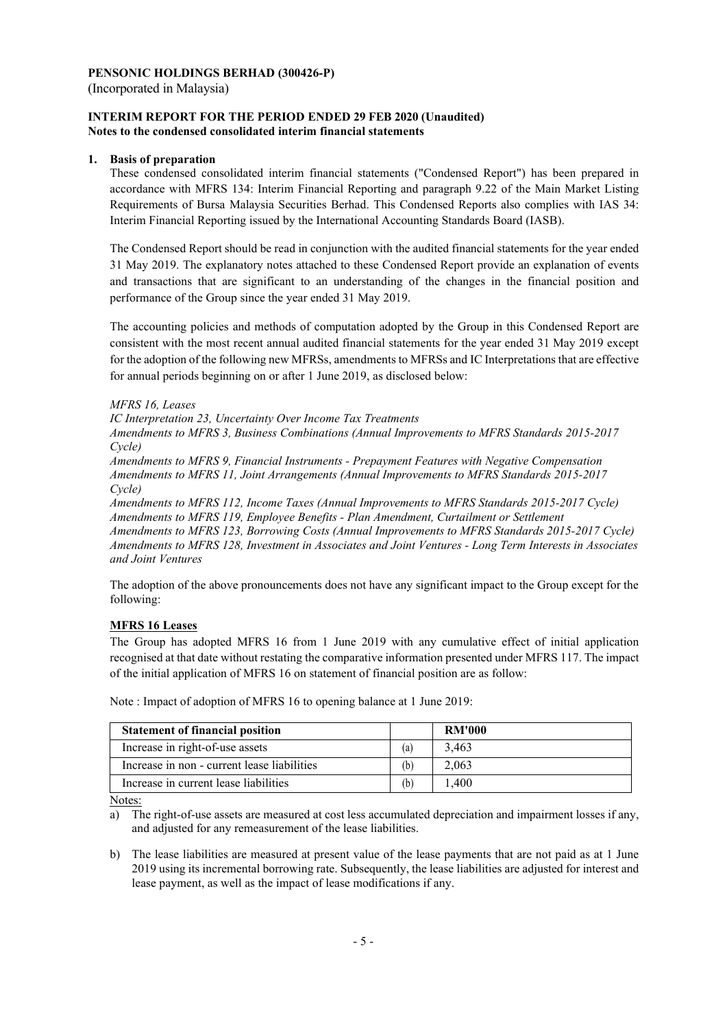**PENSONIC HOLDINGS BERHAD (300426-P)**
(Incorporated in Malaysia)

**INTERIM REPORT FOR THE PERIOD ENDED 29 FEB 2020 (Unaudited)**
**Notes to the condensed consolidated interim financial statements**

**1. Basis of preparation**

These condensed consolidated interim financial statements ("Condensed Report") has been prepared in accordance with MFRS 134: Interim Financial Reporting and paragraph 9.22 of the Main Market Listing Requirements of Bursa Malaysia Securities Berhad. This Condensed Reports also complies with IAS 34: Interim Financial Reporting issued by the International Accounting Standards Board (IASB).

The Condensed Report should be read in conjunction with the audited financial statements for the year ended 31 May 2019. The explanatory notes attached to these Condensed Report provide an explanation of events and transactions that are significant to an understanding of the changes in the financial position and performance of the Group since the year ended 31 May 2019.

The accounting policies and methods of computation adopted by the Group in this Condensed Report are consistent with the most recent annual audited financial statements for the year ended 31 May 2019 except for the adoption of the following new MFRSs, amendments to MFRSs and IC Interpretations that are effective for annual periods beginning on or after 1 June 2019, as disclosed below:

*MFRS 16, Leases*
*IC Interpretation 23, Uncertainty Over Income Tax Treatments*
*Amendments to MFRS 3, Business Combinations (Annual Improvements to MFRS Standards 2015-2017 Cycle)*
*Amendments to MFRS 9, Financial Instruments - Prepayment Features with Negative Compensation*
*Amendments to MFRS 11, Joint Arrangements (Annual Improvements to MFRS Standards 2015-2017 Cycle)*
*Amendments to MFRS 112, Income Taxes (Annual Improvements to MFRS Standards 2015-2017 Cycle)*
*Amendments to MFRS 119, Employee Benefits - Plan Amendment, Curtailment or Settlement*
*Amendments to MFRS 123, Borrowing Costs (Annual Improvements to MFRS Standards 2015-2017 Cycle)*
*Amendments to MFRS 128, Investment in Associates and Joint Ventures - Long Term Interests in Associates and Joint Ventures*

The adoption of the above pronouncements does not have any significant impact to the Group except for the following:

**MFRS 16 Leases**

The Group has adopted MFRS 16 from 1 June 2019 with any cumulative effect of initial application recognised at that date without restating the comparative information presented under MFRS 117. The impact of the initial application of MFRS 16 on statement of financial position are as follow:

Note : Impact of adoption of MFRS 16 to opening balance at 1 June 2019:

| Statement of financial position | | RM'000 |
|---|---|---|
| Increase in right-of-use assets | (a) | 3,463 |
| Increase in non - current lease liabilities | (b) | 2,063 |
| Increase in current lease liabilities | (b) | 1,400 |

Notes:

a) The right-of-use assets are measured at cost less accumulated depreciation and impairment losses if any, and adjusted for any remeasurement of the lease liabilities.

b) The lease liabilities are measured at present value of the lease payments that are not paid as at 1 June 2019 using its incremental borrowing rate. Subsequently, the lease liabilities are adjusted for interest and lease payment, as well as the impact of lease modifications if any.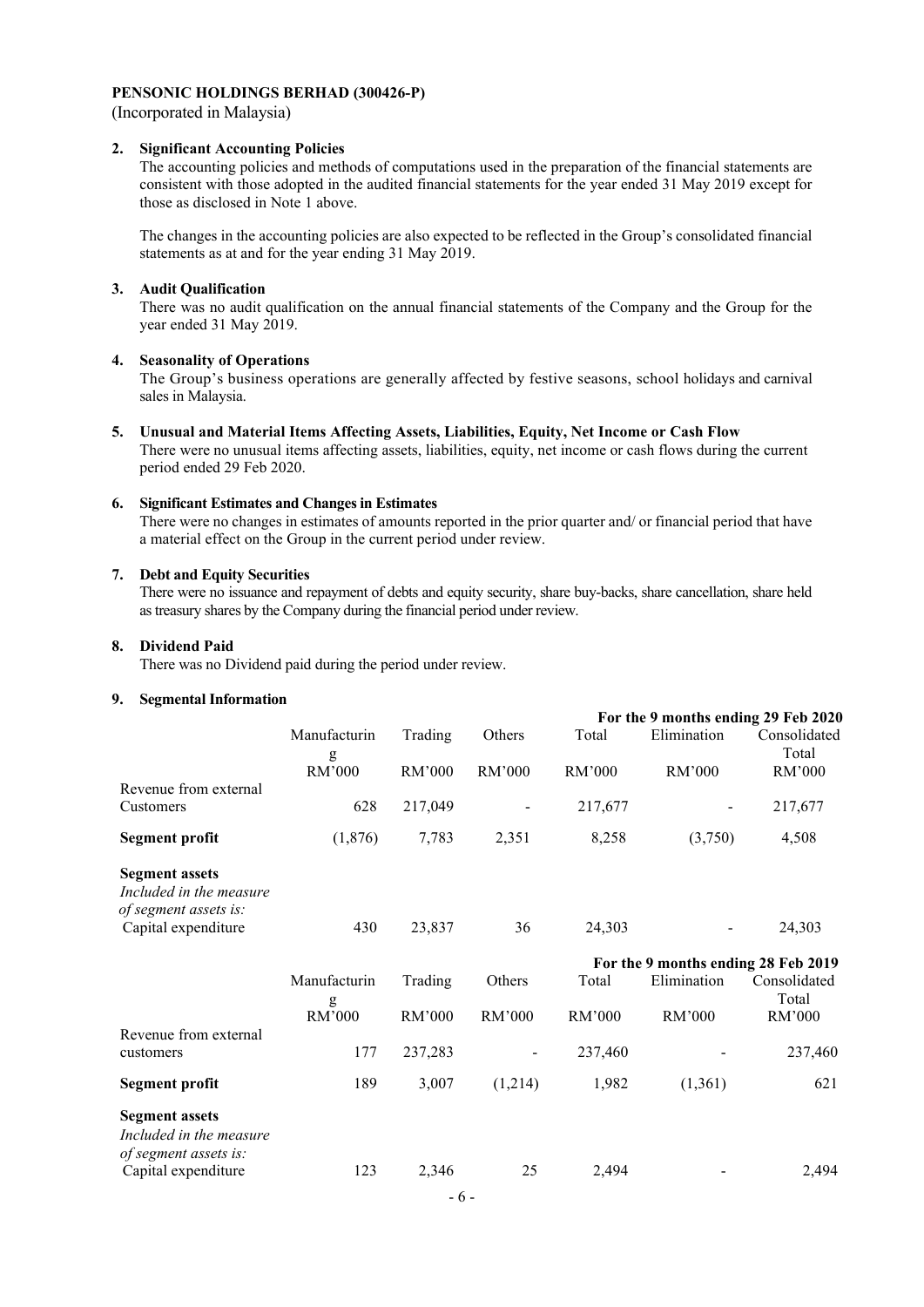**PENSONIC HOLDINGS BERHAD (300426-P)**

(Incorporated in Malaysia)

**2. Significant Accounting Policies**

The accounting policies and methods of computations used in the preparation of the financial statements are consistent with those adopted in the audited financial statements for the year ended 31 May 2019 except for those as disclosed in Note 1 above.

The changes in the accounting policies are also expected to be reflected in the Group's consolidated financial statements as at and for the year ending 31 May 2019.

**3. Audit Qualification**

There was no audit qualification on the annual financial statements of the Company and the Group for the year ended 31 May 2019.

**4. Seasonality of Operations**

The Group's business operations are generally affected by festive seasons, school holidays and carnival sales in Malaysia.

**5. Unusual and Material Items Affecting Assets, Liabilities, Equity, Net Income or Cash Flow**

There were no unusual items affecting assets, liabilities, equity, net income or cash flows during the current period ended 29 Feb 2020.

**6. Significant Estimates and Changes in Estimates**

There were no changes in estimates of amounts reported in the prior quarter and/ or financial period that have a material effect on the Group in the current period under review.

**7. Debt and Equity Securities**

There were no issuance and repayment of debts and equity security, share buy-backs, share cancellation, share held as treasury shares by the Company during the financial period under review.

**8. Dividend Paid**

There was no Dividend paid during the period under review.

**9. Segmental Information**

| | | | | | | **For the 9 months ending 29 Feb 2020** |
|---|---|---|---|---|---|---|
| | Manufacturing | Trading | Others | Total | Elimination | Consolidated Total |
| | RM'000 | RM'000 | RM'000 | RM'000 | RM'000 | RM'000 |
| Revenue from external Customers | 628 | 217,049 | - | 217,677 | - | 217,677 |
| **Segment profit** | (1,876) | 7,783 | 2,351 | 8,258 | (3,750) | 4,508 |
| **Segment assets** | | | | | | |
| *Included in the measure of segment assets is:* | | | | | | |
| Capital expenditure | 430 | 23,837 | 36 | 24,303 | - | 24,303 |

| | | | | | | **For the 9 months ending 28 Feb 2019** |
|---|---|---|---|---|---|---|
| | Manufacturing | Trading | Others | Total | Elimination | Consolidated Total |
| | RM'000 | RM'000 | RM'000 | RM'000 | RM'000 | RM'000 |
| Revenue from external customers | 177 | 237,283 | - | 237,460 | - | 237,460 |
| **Segment profit** | 189 | 3,007 | (1,214) | 1,982 | (1,361) | 621 |
| **Segment assets** | | | | | | |
| *Included in the measure of segment assets is:* | | | | | | |
| Capital expenditure | 123 | 2,346 | 25 | 2,494 | - | 2,494 |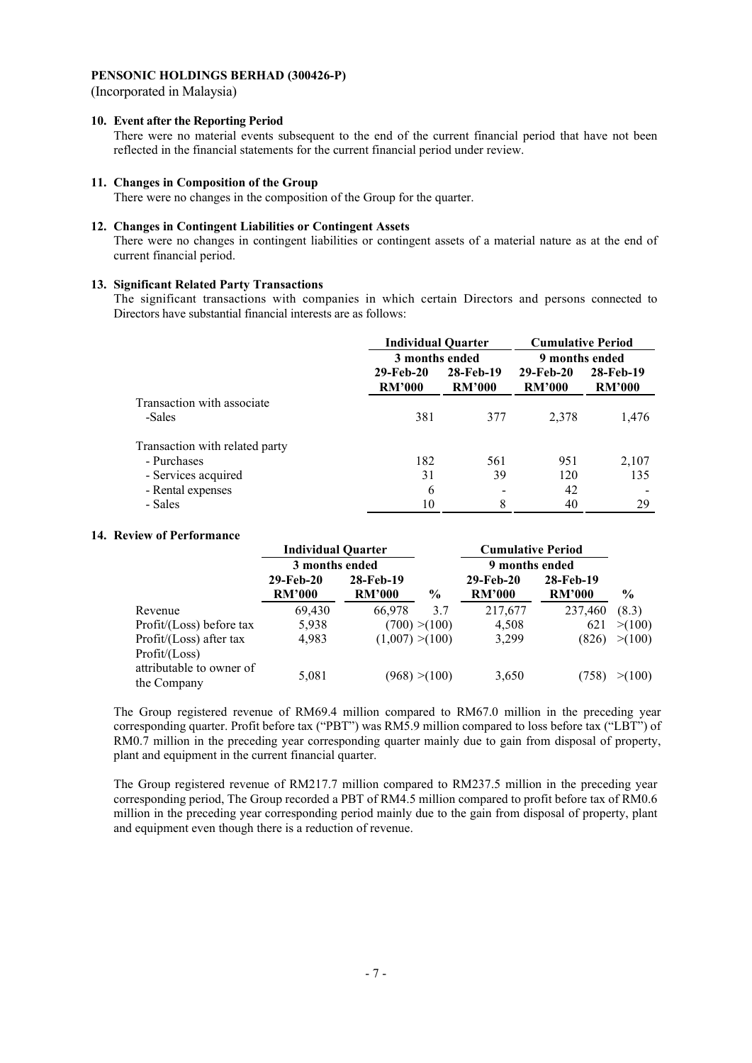**PENSONIC HOLDINGS BERHAD (300426-P)**
(Incorporated in Malaysia)

### 10. Event after the Reporting Period

There were no material events subsequent to the end of the current financial period that have not been reflected in the financial statements for the current financial period under review.

### 11. Changes in Composition of the Group

There were no changes in the composition of the Group for the quarter.

### 12. Changes in Contingent Liabilities or Contingent Assets

There were no changes in contingent liabilities or contingent assets of a material nature as at the end of current financial period.

### 13. Significant Related Party Transactions

The significant transactions with companies in which certain Directors and persons connected to Directors have substantial financial interests are as follows:

| | Individual Quarter | | Cumulative Period | |
|---|---|---|---|---|
| | 3 months ended | | 9 months ended | |
| | 29-Feb-20 RM'000 | 28-Feb-19 RM'000 | 29-Feb-20 RM'000 | 28-Feb-19 RM'000 |
| Transaction with associate | | | | |
| -Sales | 381 | 377 | 2,378 | 1,476 |
| | | | | |
| Transaction with related party | | | | |
| - Purchases | 182 | 561 | 951 | 2,107 |
| - Services acquired | 31 | 39 | 120 | 135 |
| - Rental expenses | 6 | - | 42 | - |
| - Sales | 10 | 8 | 40 | 29 |

### 14. Review of Performance

| | Individual Quarter | | | Cumulative Period | | |
|---|---|---|---|---|---|---|
| | 3 months ended | | | 9 months ended | | |
| | 29-Feb-20 RM'000 | 28-Feb-19 RM'000 | % | 29-Feb-20 RM'000 | 28-Feb-19 RM'000 | % |
| Revenue | 69,430 | 66,978 | 3.7 | 217,677 | 237,460 | (8.3) |
| Profit/(Loss) before tax | 5,938 | (700) | >(100) | 4,508 | 621 | >(100) |
| Profit/(Loss) after tax | 4,983 | (1,007) | >(100) | 3,299 | (826) | >(100) |
| Profit/(Loss) attributable to owner of the Company | 5,081 | (968) | >(100) | 3,650 | (758) | >(100) |

The Group registered revenue of RM69.4 million compared to RM67.0 million in the preceding year corresponding quarter. Profit before tax ("PBT") was RM5.9 million compared to loss before tax ("LBT") of RM0.7 million in the preceding year corresponding quarter mainly due to gain from disposal of property, plant and equipment in the current financial quarter.

The Group registered revenue of RM217.7 million compared to RM237.5 million in the preceding year corresponding period, The Group recorded a PBT of RM4.5 million compared to profit before tax of RM0.6 million in the preceding year corresponding period mainly due to the gain from disposal of property, plant and equipment even though there is a reduction of revenue.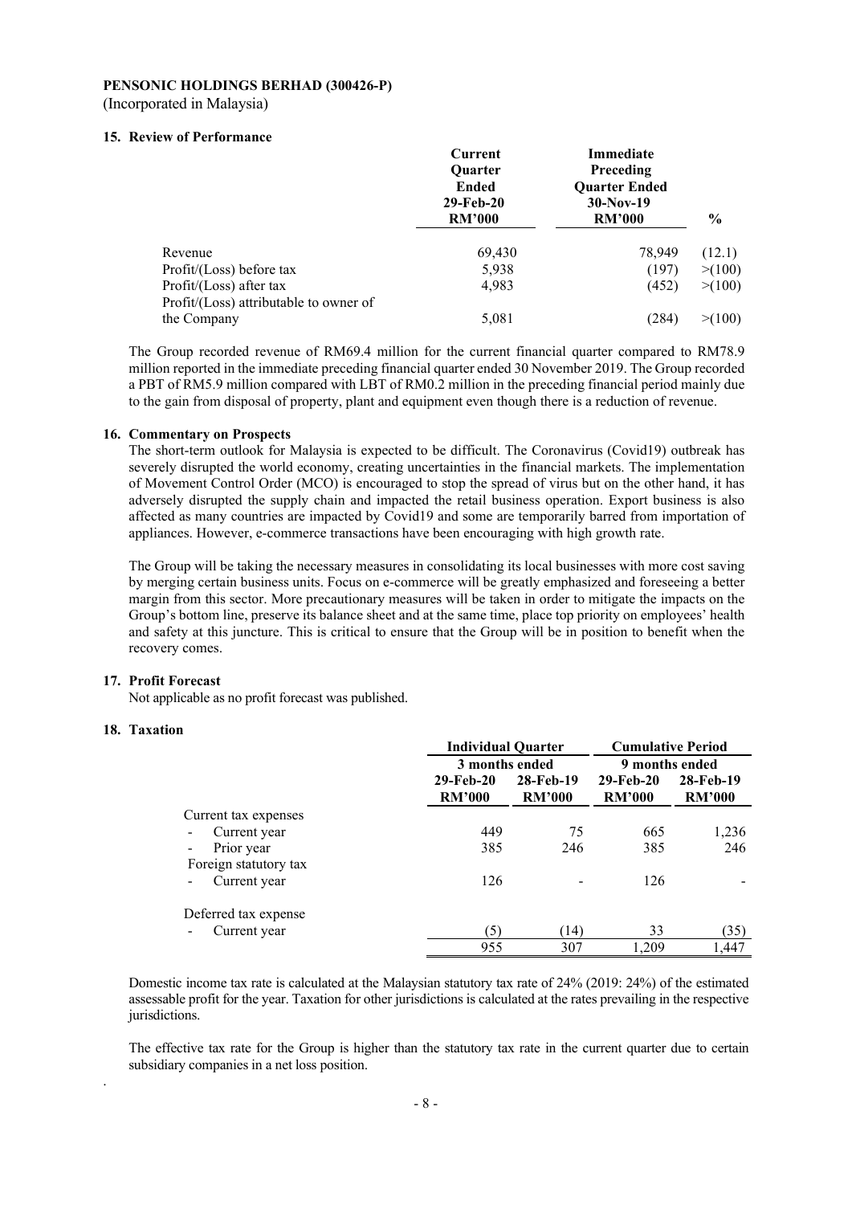**PENSONIC HOLDINGS BERHAD (300426-P)**

(Incorporated in Malaysia)

## 15. Review of Performance

| | Current Quarter Ended 29-Feb-20 RM'000 | Immediate Preceding Quarter Ended 30-Nov-19 RM'000 | % |
|---|---|---|---|
| Revenue | 69,430 | 78,949 | (12.1) |
| Profit/(Loss) before tax | 5,938 | (197) | >(100) |
| Profit/(Loss) after tax | 4,983 | (452) | >(100) |
| Profit/(Loss) attributable to owner of the Company | 5,081 | (284) | >(100) |

The Group recorded revenue of RM69.4 million for the current financial quarter compared to RM78.9 million reported in the immediate preceding financial quarter ended 30 November 2019. The Group recorded a PBT of RM5.9 million compared with LBT of RM0.2 million in the preceding financial period mainly due to the gain from disposal of property, plant and equipment even though there is a reduction of revenue.

## 16. Commentary on Prospects

The short-term outlook for Malaysia is expected to be difficult. The Coronavirus (Covid19) outbreak has severely disrupted the world economy, creating uncertainties in the financial markets. The implementation of Movement Control Order (MCO) is encouraged to stop the spread of virus but on the other hand, it has adversely disrupted the supply chain and impacted the retail business operation. Export business is also affected as many countries are impacted by Covid19 and some are temporarily barred from importation of appliances. However, e-commerce transactions have been encouraging with high growth rate.

The Group will be taking the necessary measures in consolidating its local businesses with more cost saving by merging certain business units. Focus on e-commerce will be greatly emphasized and foreseeing a better margin from this sector. More precautionary measures will be taken in order to mitigate the impacts on the Group's bottom line, preserve its balance sheet and at the same time, place top priority on employees' health and safety at this juncture. This is critical to ensure that the Group will be in position to benefit when the recovery comes.

## 17. Profit Forecast

Not applicable as no profit forecast was published.

## 18. Taxation

| | Individual Quarter | | Cumulative Period | |
|---|---|---|---|---|
| | 3 months ended | | 9 months ended | |
| | 29-Feb-20 RM'000 | 28-Feb-19 RM'000 | 29-Feb-20 RM'000 | 28-Feb-19 RM'000 |
| Current tax expenses | | | | |
| - Current year | 449 | 75 | 665 | 1,236 |
| - Prior year | 385 | 246 | 385 | 246 |
| Foreign statutory tax | | | | |
| - Current year | 126 | - | 126 | - |
| Deferred tax expense | | | | |
| - Current year | (5) | (14) | 33 | (35) |
| | 955 | 307 | 1,209 | 1,447 |

Domestic income tax rate is calculated at the Malaysian statutory tax rate of 24% (2019: 24%) of the estimated assessable profit for the year. Taxation for other jurisdictions is calculated at the rates prevailing in the respective jurisdictions.

The effective tax rate for the Group is higher than the statutory tax rate in the current quarter due to certain subsidiary companies in a net loss position.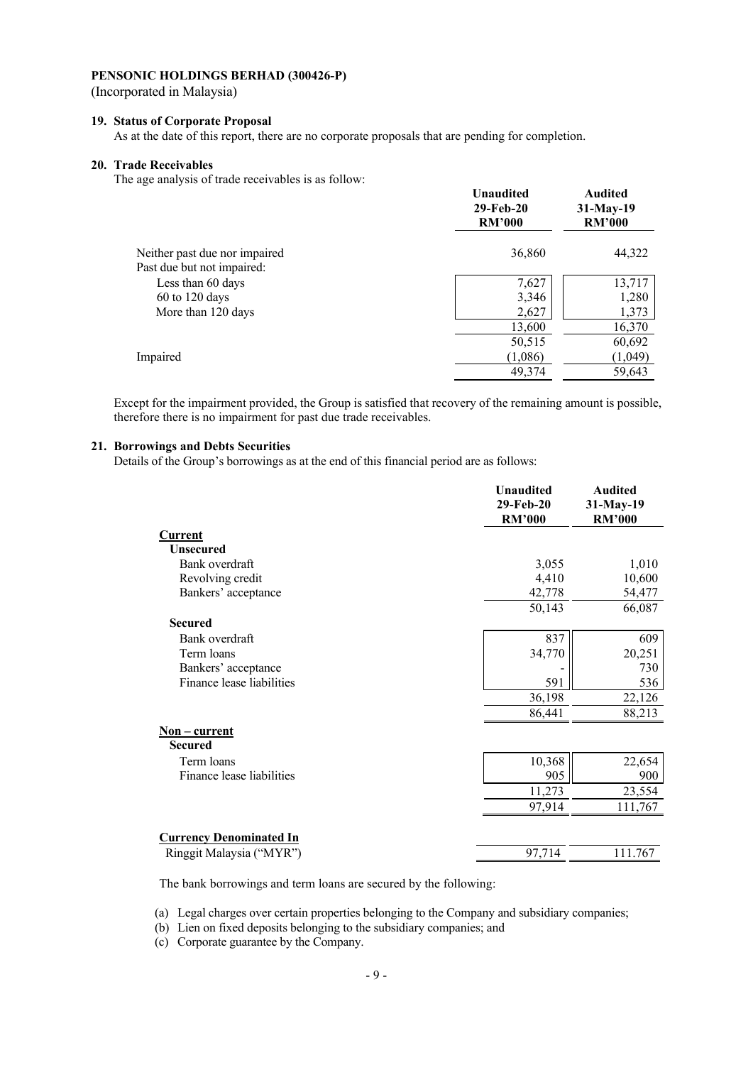**PENSONIC HOLDINGS BERHAD (300426-P)**
(Incorporated in Malaysia)

**19. Status of Corporate Proposal**

As at the date of this report, there are no corporate proposals that are pending for completion.

**20. Trade Receivables**

The age analysis of trade receivables is as follow:

| | Unaudited 29-Feb-20 RM'000 | Audited 31-May-19 RM'000 |
|---|---|---|
| Neither past due nor impaired | 36,860 | 44,322 |
| Past due but not impaired: | | |
| Less than 60 days | 7,627 | 13,717 |
| 60 to 120 days | 3,346 | 1,280 |
| More than 120 days | 2,627 | 1,373 |
| | 13,600 | 16,370 |
| | 50,515 | 60,692 |
| Impaired | (1,086) | (1,049) |
| | 49,374 | 59,643 |

Except for the impairment provided, the Group is satisfied that recovery of the remaining amount is possible, therefore there is no impairment for past due trade receivables.

**21. Borrowings and Debts Securities**

Details of the Group's borrowings as at the end of this financial period are as follows:

| | Unaudited 29-Feb-20 RM'000 | Audited 31-May-19 RM'000 |
|---|---|---|
| **Current** | | |
| **Unsecured** | | |
| Bank overdraft | 3,055 | 1,010 |
| Revolving credit | 4,410 | 10,600 |
| Bankers' acceptance | 42,778 | 54,477 |
| | 50,143 | 66,087 |
| **Secured** | | |
| Bank overdraft | 837 | 609 |
| Term loans | 34,770 | 20,251 |
| Bankers' acceptance | - | 730 |
| Finance lease liabilities | 591 | 536 |
| | 36,198 | 22,126 |
| | 86,441 | 88,213 |
| **Non – current** | | |
| **Secured** | | |
| Term loans | 10,368 | 22,654 |
| Finance lease liabilities | 905 | 900 |
| | 11,273 | 23,554 |
| | 97,914 | 111,767 |
| **Currency Denominated In** | | |
| Ringgit Malaysia ("MYR") | 97,714 | 111.767 |

The bank borrowings and term loans are secured by the following:

(a) Legal charges over certain properties belonging to the Company and subsidiary companies;
(b) Lien on fixed deposits belonging to the subsidiary companies; and
(c) Corporate guarantee by the Company.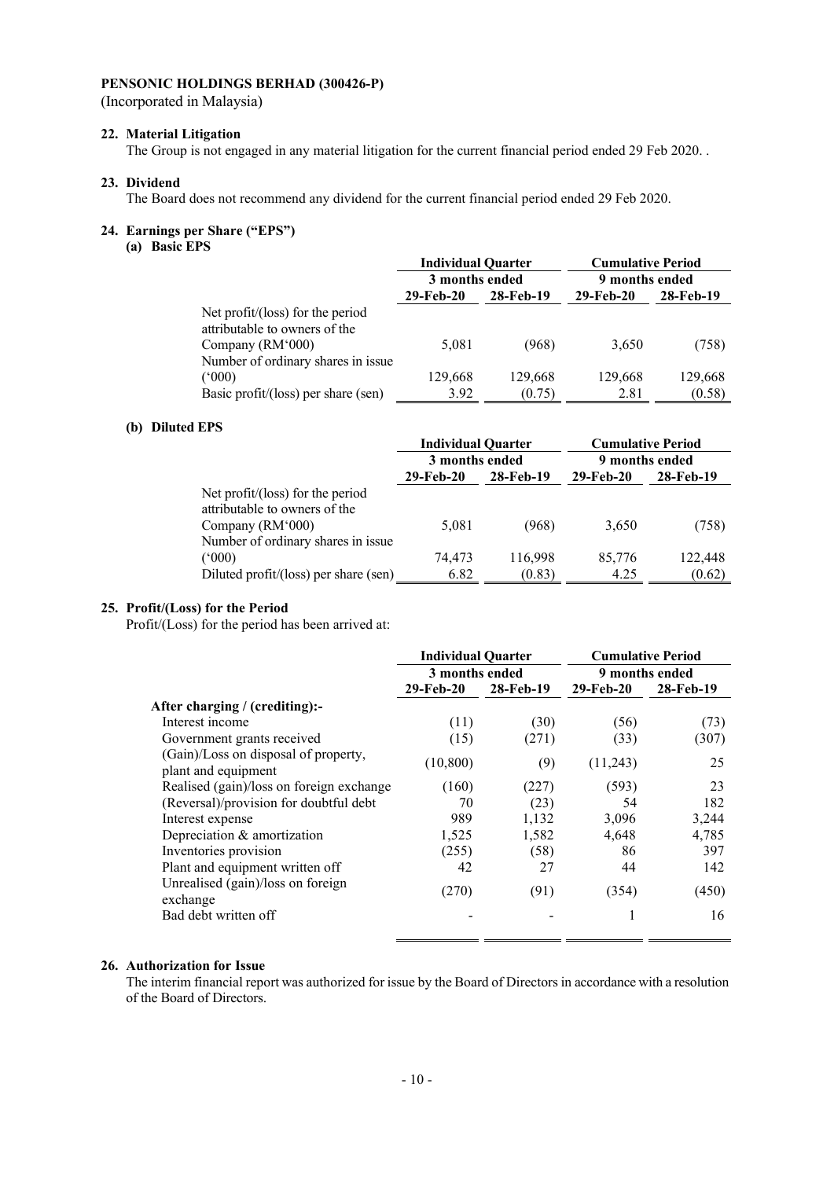**PENSONIC HOLDINGS BERHAD (300426-P)**
(Incorporated in Malaysia)

### 22. Material Litigation

The Group is not engaged in any material litigation for the current financial period ended 29 Feb 2020. .

### 23. Dividend

The Board does not recommend any dividend for the current financial period ended 29 Feb 2020.

### 24. Earnings per Share ("EPS")

**(a) Basic EPS**

| | Individual Quarter | | Cumulative Period | |
|---|---|---|---|---|
| | 3 months ended | | 9 months ended | |
| | 29-Feb-20 | 28-Feb-19 | 29-Feb-20 | 28-Feb-19 |
| Net profit/(loss) for the period attributable to owners of the Company (RM'000) | 5,081 | (968) | 3,650 | (758) |
| Number of ordinary shares in issue ('000) | 129,668 | 129,668 | 129,668 | 129,668 |
| Basic profit/(loss) per share (sen) | 3.92 | (0.75) | 2.81 | (0.58) |

**(b) Diluted EPS**

| | Individual Quarter | | Cumulative Period | |
|---|---|---|---|---|
| | 3 months ended | | 9 months ended | |
| | 29-Feb-20 | 28-Feb-19 | 29-Feb-20 | 28-Feb-19 |
| Net profit/(loss) for the period attributable to owners of the Company (RM'000) | 5,081 | (968) | 3,650 | (758) |
| Number of ordinary shares in issue ('000) | 74,473 | 116,998 | 85,776 | 122,448 |
| Diluted profit/(loss) per share (sen) | 6.82 | (0.83) | 4.25 | (0.62) |

### 25. Profit/(Loss) for the Period

Profit/(Loss) for the period has been arrived at:

| | Individual Quarter | | Cumulative Period | |
|---|---|---|---|---|
| | 3 months ended | | 9 months ended | |
| | 29-Feb-20 | 28-Feb-19 | 29-Feb-20 | 28-Feb-19 |
| **After charging / (crediting):-** | | | | |
| Interest income | (11) | (30) | (56) | (73) |
| Government grants received | (15) | (271) | (33) | (307) |
| (Gain)/Loss on disposal of property, plant and equipment | (10,800) | (9) | (11,243) | 25 |
| Realised (gain)/loss on foreign exchange | (160) | (227) | (593) | 23 |
| (Reversal)/provision for doubtful debt | 70 | (23) | 54 | 182 |
| Interest expense | 989 | 1,132 | 3,096 | 3,244 |
| Depreciation & amortization | 1,525 | 1,582 | 4,648 | 4,785 |
| Inventories provision | (255) | (58) | 86 | 397 |
| Plant and equipment written off | 42 | 27 | 44 | 142 |
| Unrealised (gain)/loss on foreign exchange | (270) | (91) | (354) | (450) |
| Bad debt written off | - | - | 1 | 16 |

### 26. Authorization for Issue

The interim financial report was authorized for issue by the Board of Directors in accordance with a resolution of the Board of Directors.